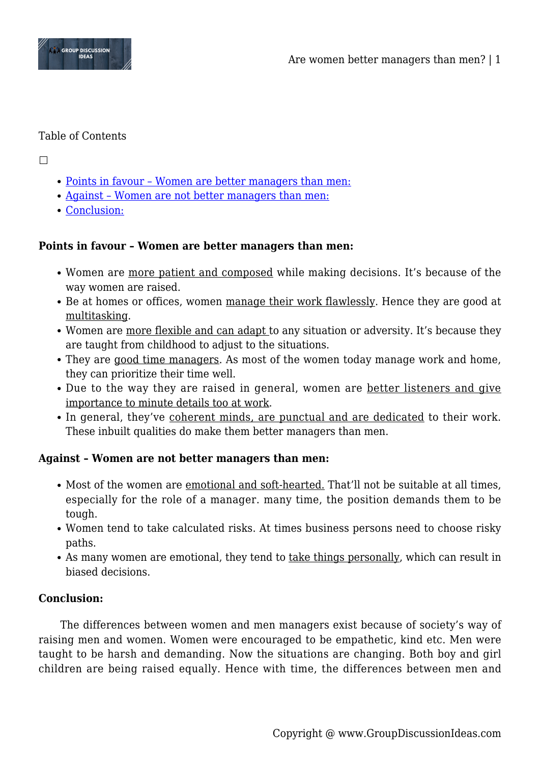Table of Contents

- Points in favour – Women are better managers than men:
- Against – Women are not better managers than men:
- Conclusion:

**Points in favour – Women are better managers than men:**

- Women are more patient and composed while making decisions. It's because of the way women are raised.
- Be at homes or offices, women manage their work flawlessly. Hence they are good at multitasking.
- Women are more flexible and can adapt to any situation or adversity. It's because they are taught from childhood to adjust to the situations.
- They are good time managers. As most of the women today manage work and home, they can prioritize their time well.
- Due to the way they are raised in general, women are better listeners and give importance to minute details too at work.
- In general, they've coherent minds, are punctual and are dedicated to their work. These inbuilt qualities do make them better managers than men.

**Against – Women are not better managers than men:**

- Most of the women are emotional and soft-hearted. That'll not be suitable at all times, especially for the role of a manager. many time, the position demands them to be tough.
- Women tend to take calculated risks. At times business persons need to choose risky paths.
- As many women are emotional, they tend to take things personally, which can result in biased decisions.

**Conclusion:**

The differences between women and men managers exist because of society's way of raising men and women. Women were encouraged to be empathetic, kind etc. Men were taught to be harsh and demanding. Now the situations are changing. Both boy and girl children are being raised equally. Hence with time, the differences between men and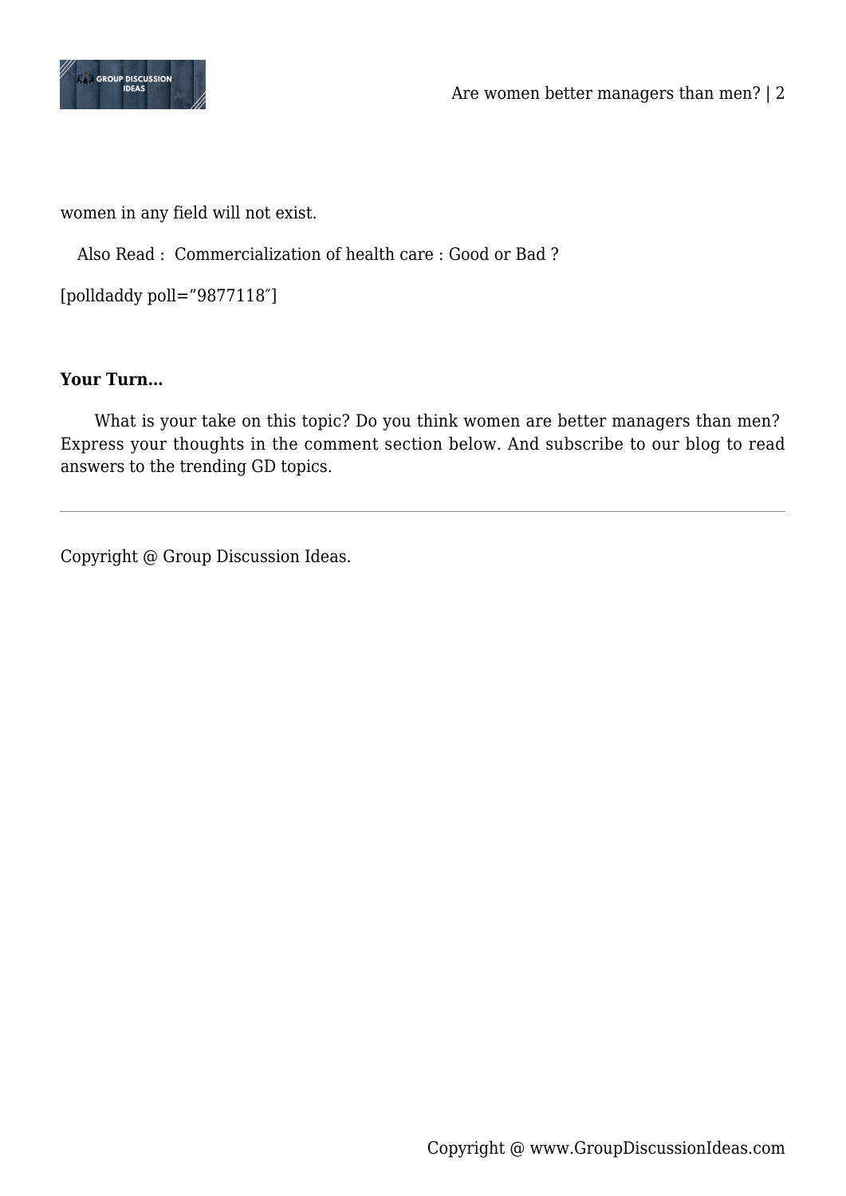women in any field will not exist.

Also Read : Commercialization of health care : Good or Bad ?

[polldaddy poll="9877118″]

**Your Turn…**

What is your take on this topic? Do you think women are better managers than men? Express your thoughts in the comment section below. And subscribe to our blog to read answers to the trending GD topics.

---

Copyright @ Group Discussion Ideas.